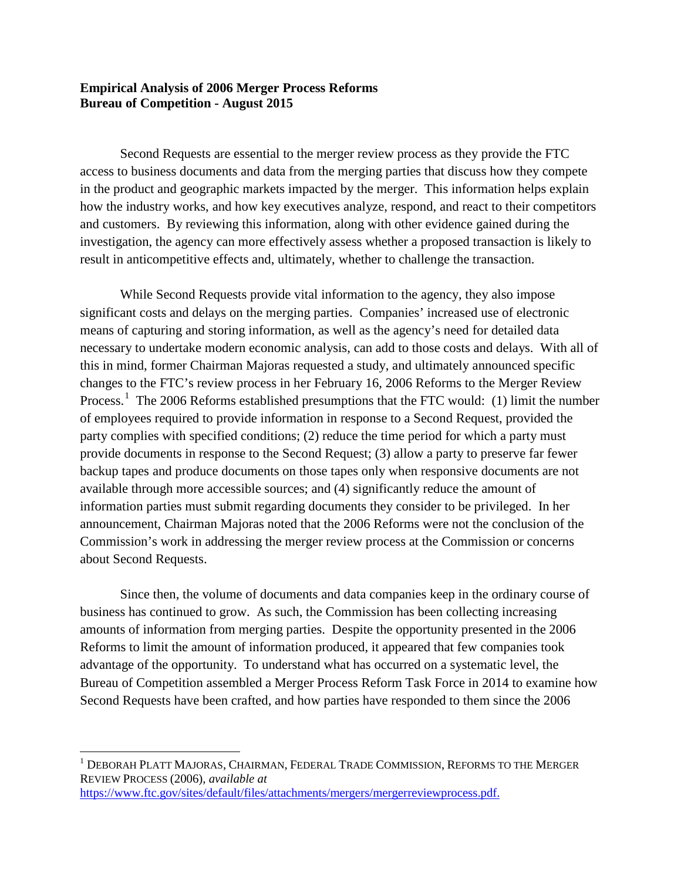**Empirical Analysis of 2006 Merger Process Reforms**
**Bureau of Competition - August 2015**

Second Requests are essential to the merger review process as they provide the FTC access to business documents and data from the merging parties that discuss how they compete in the product and geographic markets impacted by the merger. This information helps explain how the industry works, and how key executives analyze, respond, and react to their competitors and customers. By reviewing this information, along with other evidence gained during the investigation, the agency can more effectively assess whether a proposed transaction is likely to result in anticompetitive effects and, ultimately, whether to challenge the transaction.

While Second Requests provide vital information to the agency, they also impose significant costs and delays on the merging parties. Companies' increased use of electronic means of capturing and storing information, as well as the agency's need for detailed data necessary to undertake modern economic analysis, can add to those costs and delays. With all of this in mind, former Chairman Majoras requested a study, and ultimately announced specific changes to the FTC's review process in her February 16, 2006 Reforms to the Merger Review Process.[1] The 2006 Reforms established presumptions that the FTC would: (1) limit the number of employees required to provide information in response to a Second Request, provided the party complies with specified conditions; (2) reduce the time period for which a party must provide documents in response to the Second Request; (3) allow a party to preserve far fewer backup tapes and produce documents on those tapes only when responsive documents are not available through more accessible sources; and (4) significantly reduce the amount of information parties must submit regarding documents they consider to be privileged. In her announcement, Chairman Majoras noted that the 2006 Reforms were not the conclusion of the Commission's work in addressing the merger review process at the Commission or concerns about Second Requests.

Since then, the volume of documents and data companies keep in the ordinary course of business has continued to grow. As such, the Commission has been collecting increasing amounts of information from merging parties. Despite the opportunity presented in the 2006 Reforms to limit the amount of information produced, it appeared that few companies took advantage of the opportunity. To understand what has occurred on a systematic level, the Bureau of Competition assembled a Merger Process Reform Task Force in 2014 to examine how Second Requests have been crafted, and how parties have responded to them since the 2006

---

[1] DEBORAH PLATT MAJORAS, CHAIRMAN, FEDERAL TRADE COMMISSION, REFORMS TO THE MERGER REVIEW PROCESS (2006), *available at* https://www.ftc.gov/sites/default/files/attachments/mergers/mergerreviewprocess.pdf.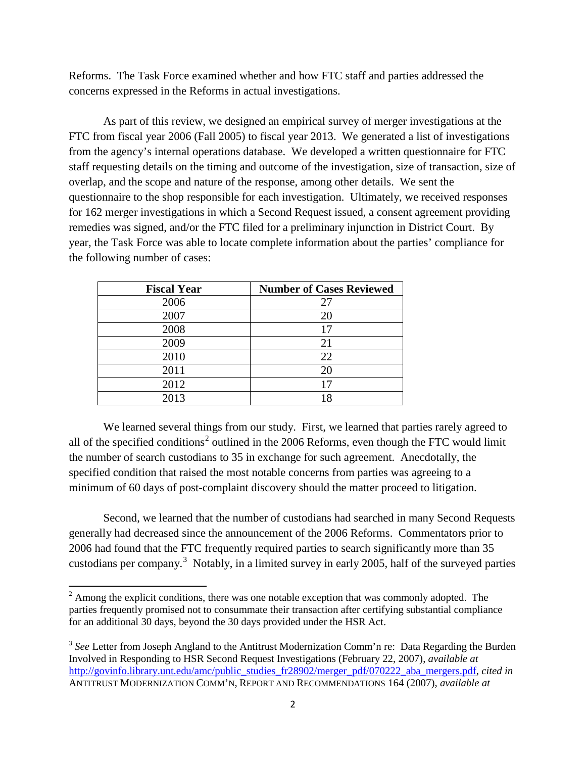Reforms. The Task Force examined whether and how FTC staff and parties addressed the concerns expressed in the Reforms in actual investigations.

As part of this review, we designed an empirical survey of merger investigations at the FTC from fiscal year 2006 (Fall 2005) to fiscal year 2013. We generated a list of investigations from the agency's internal operations database. We developed a written questionnaire for FTC staff requesting details on the timing and outcome of the investigation, size of transaction, size of overlap, and the scope and nature of the response, among other details. We sent the questionnaire to the shop responsible for each investigation. Ultimately, we received responses for 162 merger investigations in which a Second Request issued, a consent agreement providing remedies was signed, and/or the FTC filed for a preliminary injunction in District Court. By year, the Task Force was able to locate complete information about the parties' compliance for the following number of cases:

| Fiscal Year | Number of Cases Reviewed |
|---|---|
| 2006 | 27 |
| 2007 | 20 |
| 2008 | 17 |
| 2009 | 21 |
| 2010 | 22 |
| 2011 | 20 |
| 2012 | 17 |
| 2013 | 18 |

We learned several things from our study. First, we learned that parties rarely agreed to all of the specified conditions[2] outlined in the 2006 Reforms, even though the FTC would limit the number of search custodians to 35 in exchange for such agreement. Anecdotally, the specified condition that raised the most notable concerns from parties was agreeing to a minimum of 60 days of post-complaint discovery should the matter proceed to litigation.

Second, we learned that the number of custodians had searched in many Second Requests generally had decreased since the announcement of the 2006 Reforms. Commentators prior to 2006 had found that the FTC frequently required parties to search significantly more than 35 custodians per company.[3] Notably, in a limited survey in early 2005, half of the surveyed parties

---

[2] Among the explicit conditions, there was one notable exception that was commonly adopted. The parties frequently promised not to consummate their transaction after certifying substantial compliance for an additional 30 days, beyond the 30 days provided under the HSR Act.

[3] *See* Letter from Joseph Angland to the Antitrust Modernization Comm'n re: Data Regarding the Burden Involved in Responding to HSR Second Request Investigations (February 22, 2007), *available at* http://govinfo.library.unt.edu/amc/public_studies_fr28902/merger_pdf/070222_aba_mergers.pdf, *cited in* ANTITRUST MODERNIZATION COMM'N, REPORT AND RECOMMENDATIONS 164 (2007), *available at*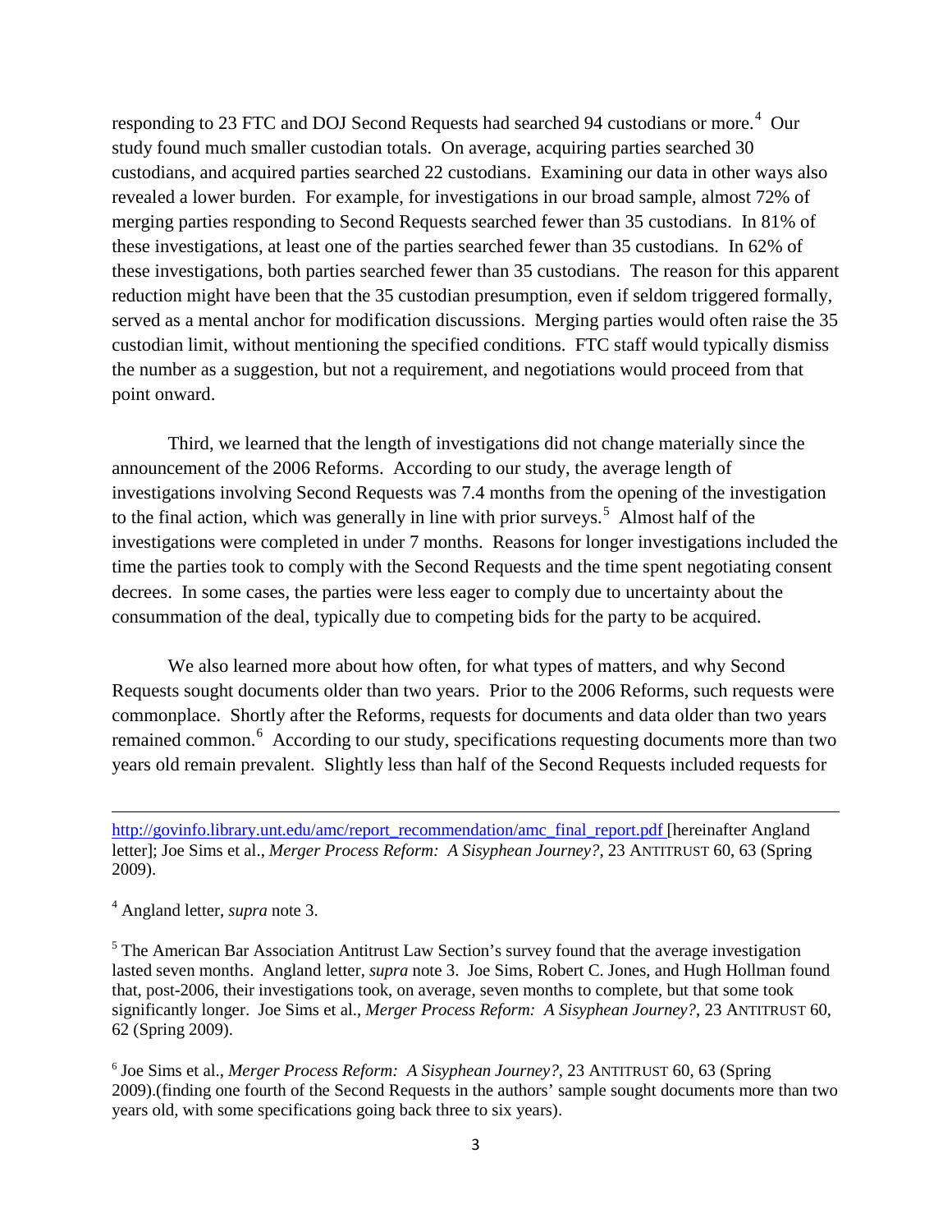responding to 23 FTC and DOJ Second Requests had searched 94 custodians or more.[4] Our study found much smaller custodian totals. On average, acquiring parties searched 30 custodians, and acquired parties searched 22 custodians. Examining our data in other ways also revealed a lower burden. For example, for investigations in our broad sample, almost 72% of merging parties responding to Second Requests searched fewer than 35 custodians. In 81% of these investigations, at least one of the parties searched fewer than 35 custodians. In 62% of these investigations, both parties searched fewer than 35 custodians. The reason for this apparent reduction might have been that the 35 custodian presumption, even if seldom triggered formally, served as a mental anchor for modification discussions. Merging parties would often raise the 35 custodian limit, without mentioning the specified conditions. FTC staff would typically dismiss the number as a suggestion, but not a requirement, and negotiations would proceed from that point onward.

Third, we learned that the length of investigations did not change materially since the announcement of the 2006 Reforms. According to our study, the average length of investigations involving Second Requests was 7.4 months from the opening of the investigation to the final action, which was generally in line with prior surveys.[5] Almost half of the investigations were completed in under 7 months. Reasons for longer investigations included the time the parties took to comply with the Second Requests and the time spent negotiating consent decrees. In some cases, the parties were less eager to comply due to uncertainty about the consummation of the deal, typically due to competing bids for the party to be acquired.

We also learned more about how often, for what types of matters, and why Second Requests sought documents older than two years. Prior to the 2006 Reforms, such requests were commonplace. Shortly after the Reforms, requests for documents and data older than two years remained common.[6] According to our study, specifications requesting documents more than two years old remain prevalent. Slightly less than half of the Second Requests included requests for

---

http://govinfo.library.unt.edu/amc/report_recommendation/amc_final_report.pdf [hereinafter Angland letter]; Joe Sims et al., *Merger Process Reform: A Sisyphean Journey?*, 23 ANTITRUST 60, 63 (Spring 2009).

[4] Angland letter, *supra* note 3.

[5] The American Bar Association Antitrust Law Section's survey found that the average investigation lasted seven months. Angland letter, *supra* note 3. Joe Sims, Robert C. Jones, and Hugh Hollman found that, post-2006, their investigations took, on average, seven months to complete, but that some took significantly longer. Joe Sims et al., *Merger Process Reform: A Sisyphean Journey?*, 23 ANTITRUST 60, 62 (Spring 2009).

[6] Joe Sims et al., *Merger Process Reform: A Sisyphean Journey?*, 23 ANTITRUST 60, 63 (Spring 2009).(finding one fourth of the Second Requests in the authors' sample sought documents more than two years old, with some specifications going back three to six years).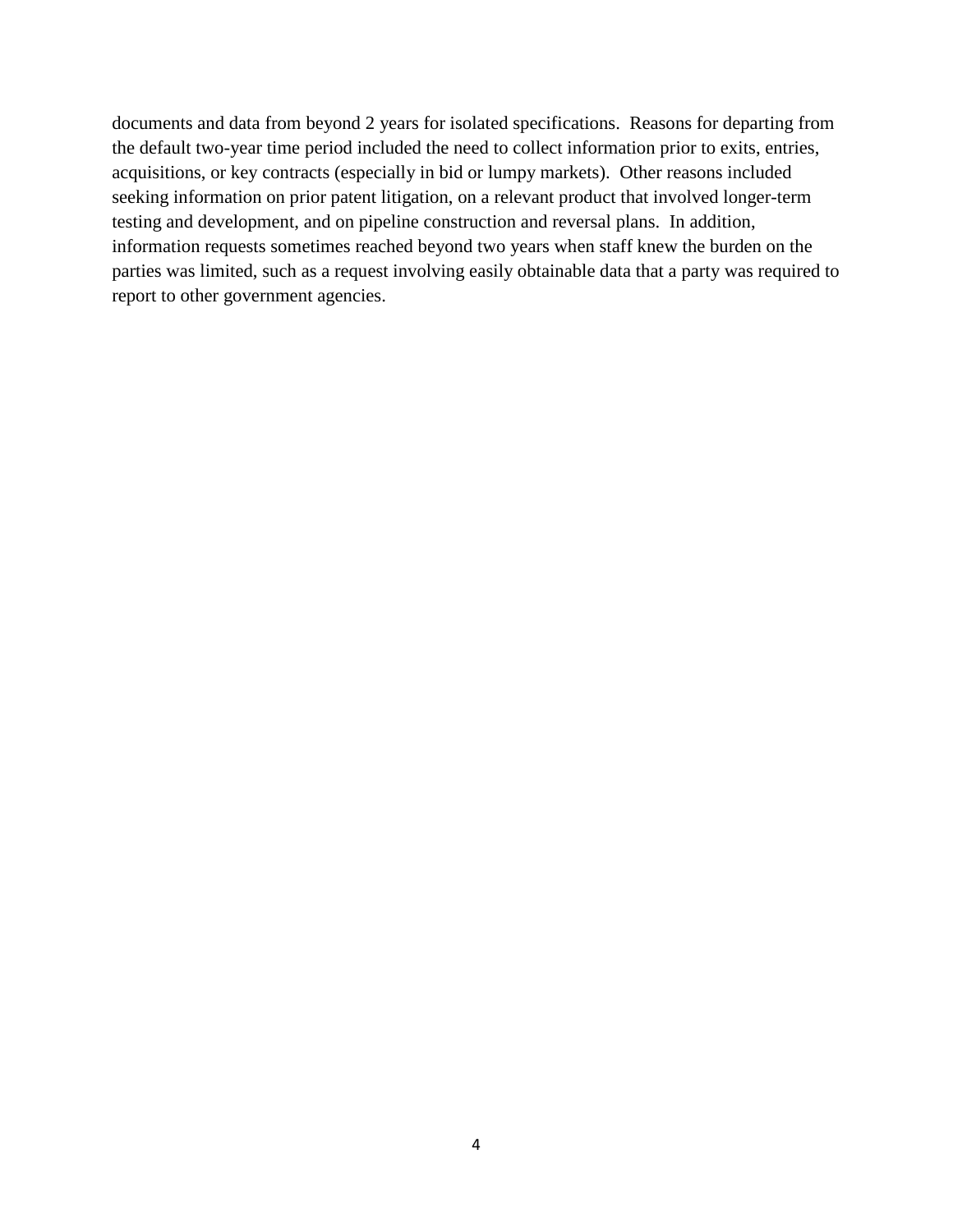documents and data from beyond 2 years for isolated specifications. Reasons for departing from the default two-year time period included the need to collect information prior to exits, entries, acquisitions, or key contracts (especially in bid or lumpy markets). Other reasons included seeking information on prior patent litigation, on a relevant product that involved longer-term testing and development, and on pipeline construction and reversal plans. In addition, information requests sometimes reached beyond two years when staff knew the burden on the parties was limited, such as a request involving easily obtainable data that a party was required to report to other government agencies.